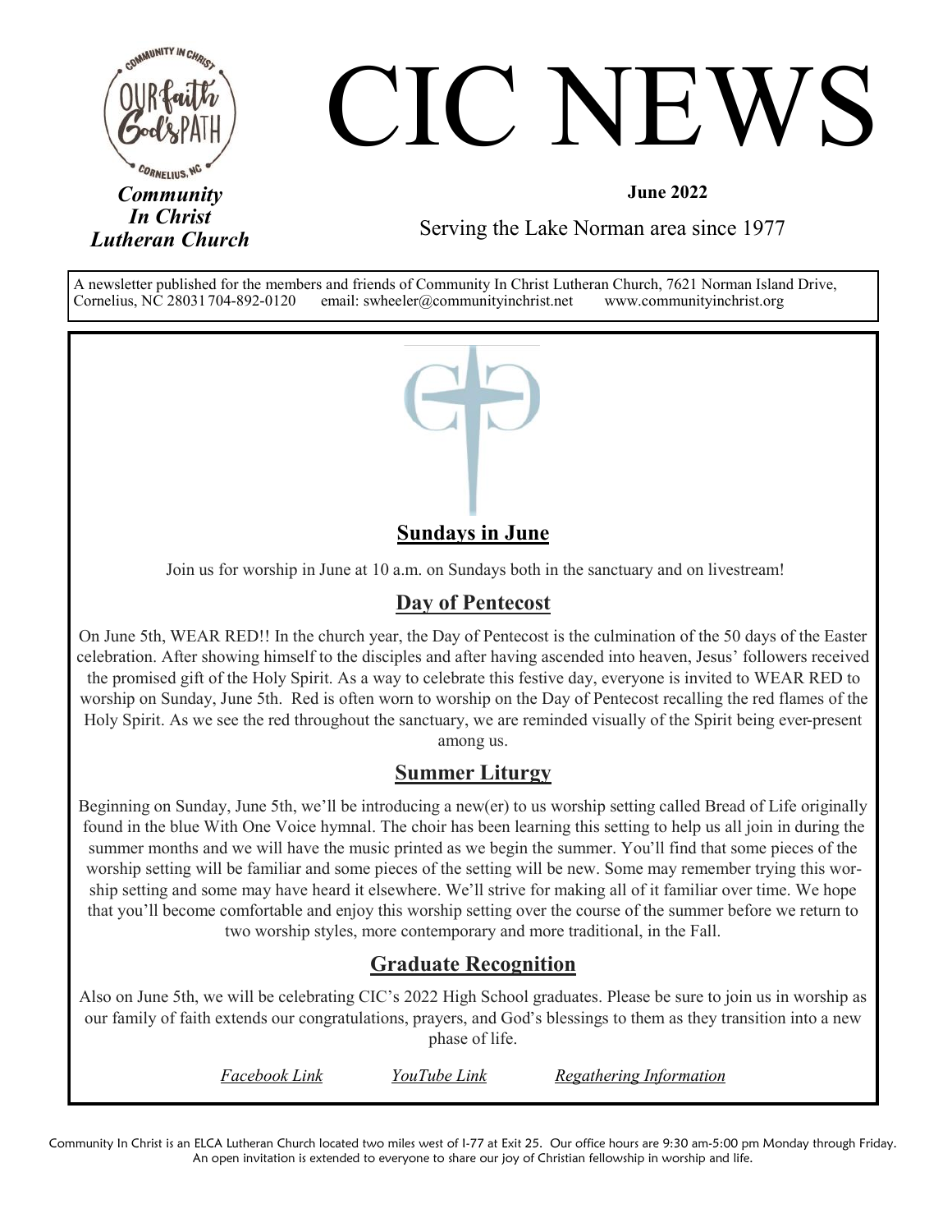# CIC NEWS

***Community In Christ Lutheran Church***

**June 2022**

Serving the Lake Norman area since 1977

A newsletter published for the members and friends of Community In Christ Lutheran Church, 7621 Norman Island Drive, Cornelius, NC 28031 704-892-0120 email: swheeler@communityinchrist.net www.communityinchrist.org

## Sundays in June

Join us for worship in June at 10 a.m. on Sundays both in the sanctuary and on livestream!

## Day of Pentecost

On June 5th, WEAR RED!! In the church year, the Day of Pentecost is the culmination of the 50 days of the Easter celebration. After showing himself to the disciples and after having ascended into heaven, Jesus' followers received the promised gift of the Holy Spirit. As a way to celebrate this festive day, everyone is invited to WEAR RED to worship on Sunday, June 5th. Red is often worn to worship on the Day of Pentecost recalling the red flames of the Holy Spirit. As we see the red throughout the sanctuary, we are reminded visually of the Spirit being ever-present among us.

## Summer Liturgy

Beginning on Sunday, June 5th, we'll be introducing a new(er) to us worship setting called Bread of Life originally found in the blue With One Voice hymnal. The choir has been learning this setting to help us all join in during the summer months and we will have the music printed as we begin the summer. You'll find that some pieces of the worship setting will be familiar and some pieces of the setting will be new. Some may remember trying this worship setting and some may have heard it elsewhere. We'll strive for making all of it familiar over time. We hope that you'll become comfortable and enjoy this worship setting over the course of the summer before we return to two worship styles, more contemporary and more traditional, in the Fall.

## Graduate Recognition

Also on June 5th, we will be celebrating CIC's 2022 High School graduates. Please be sure to join us in worship as our family of faith extends our congratulations, prayers, and God's blessings to them as they transition into a new phase of life.

*Facebook Link* *YouTube Link* *Regathering Information*

Community In Christ is an ELCA Lutheran Church located two miles west of I-77 at Exit 25. Our office hours are 9:30 am-5:00 pm Monday through Friday. An open invitation is extended to everyone to share our joy of Christian fellowship in worship and life.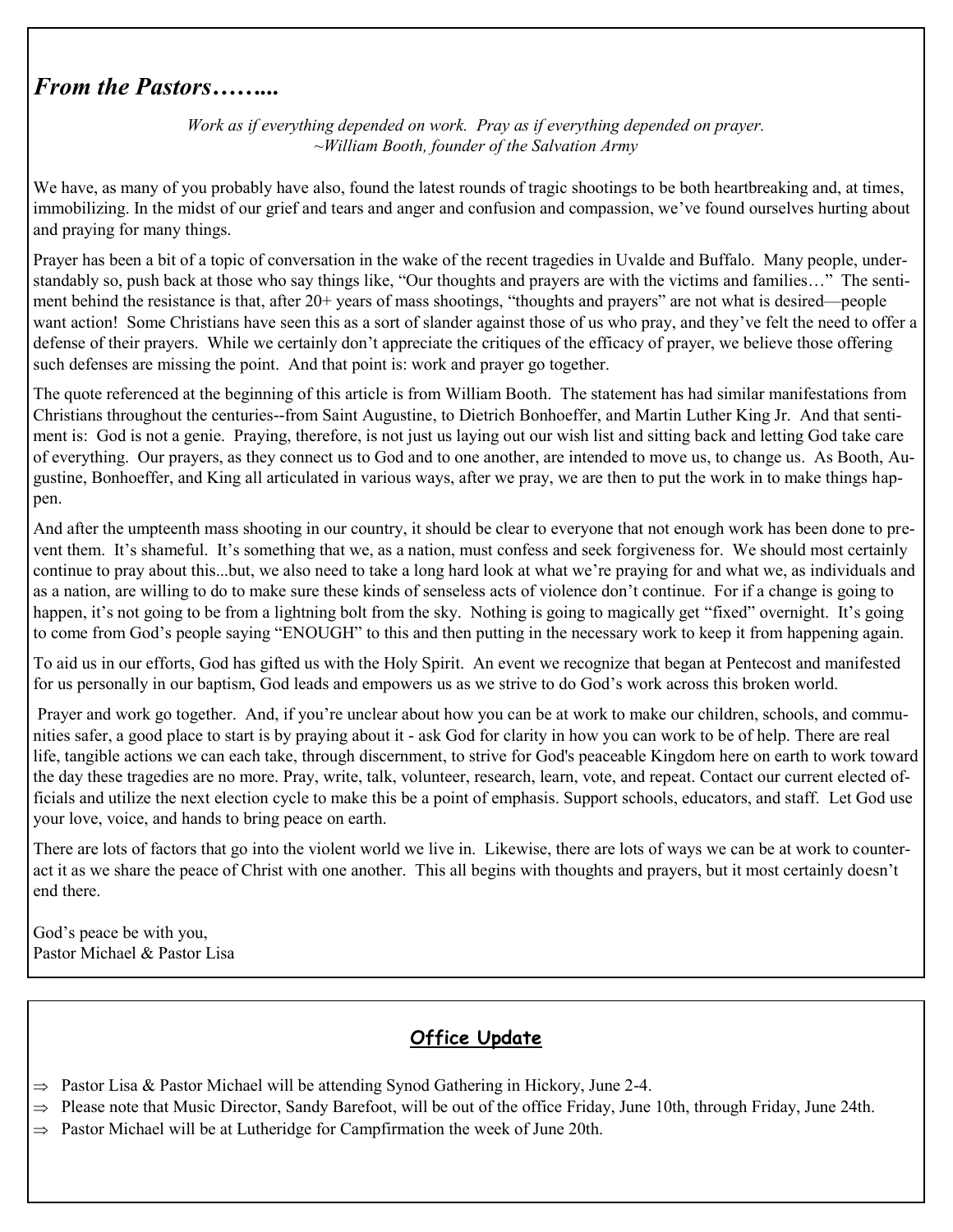## *From the Pastors……...*

*Work as if everything depended on work. Pray as if everything depended on prayer.*
*~William Booth, founder of the Salvation Army*

We have, as many of you probably have also, found the latest rounds of tragic shootings to be both heartbreaking and, at times, immobilizing. In the midst of our grief and tears and anger and confusion and compassion, we've found ourselves hurting about and praying for many things.

Prayer has been a bit of a topic of conversation in the wake of the recent tragedies in Uvalde and Buffalo. Many people, understandably so, push back at those who say things like, "Our thoughts and prayers are with the victims and families…" The sentiment behind the resistance is that, after 20+ years of mass shootings, "thoughts and prayers" are not what is desired—people want action! Some Christians have seen this as a sort of slander against those of us who pray, and they've felt the need to offer a defense of their prayers. While we certainly don't appreciate the critiques of the efficacy of prayer, we believe those offering such defenses are missing the point. And that point is: work and prayer go together.

The quote referenced at the beginning of this article is from William Booth. The statement has had similar manifestations from Christians throughout the centuries--from Saint Augustine, to Dietrich Bonhoeffer, and Martin Luther King Jr. And that sentiment is: God is not a genie. Praying, therefore, is not just us laying out our wish list and sitting back and letting God take care of everything. Our prayers, as they connect us to God and to one another, are intended to move us, to change us. As Booth, Augustine, Bonhoeffer, and King all articulated in various ways, after we pray, we are then to put the work in to make things happen.

And after the umpteenth mass shooting in our country, it should be clear to everyone that not enough work has been done to prevent them. It's shameful. It's something that we, as a nation, must confess and seek forgiveness for. We should most certainly continue to pray about this...but, we also need to take a long hard look at what we're praying for and what we, as individuals and as a nation, are willing to do to make sure these kinds of senseless acts of violence don't continue. For if a change is going to happen, it's not going to be from a lightning bolt from the sky. Nothing is going to magically get "fixed" overnight. It's going to come from God's people saying "ENOUGH" to this and then putting in the necessary work to keep it from happening again.

To aid us in our efforts, God has gifted us with the Holy Spirit. An event we recognize that began at Pentecost and manifested for us personally in our baptism, God leads and empowers us as we strive to do God's work across this broken world.

Prayer and work go together. And, if you're unclear about how you can be at work to make our children, schools, and communities safer, a good place to start is by praying about it - ask God for clarity in how you can work to be of help. There are real life, tangible actions we can each take, through discernment, to strive for God's peaceable Kingdom here on earth to work toward the day these tragedies are no more. Pray, write, talk, volunteer, research, learn, vote, and repeat. Contact our current elected officials and utilize the next election cycle to make this be a point of emphasis. Support schools, educators, and staff. Let God use your love, voice, and hands to bring peace on earth.

There are lots of factors that go into the violent world we live in. Likewise, there are lots of ways we can be at work to counteract it as we share the peace of Christ with one another. This all begins with thoughts and prayers, but it most certainly doesn't end there.

God's peace be with you,
Pastor Michael & Pastor Lisa

## Office Update

- ⇒ Pastor Lisa & Pastor Michael will be attending Synod Gathering in Hickory, June 2-4.
- ⇒ Please note that Music Director, Sandy Barefoot, will be out of the office Friday, June 10th, through Friday, June 24th.
- ⇒ Pastor Michael will be at Lutheridge for Campfirmation the week of June 20th.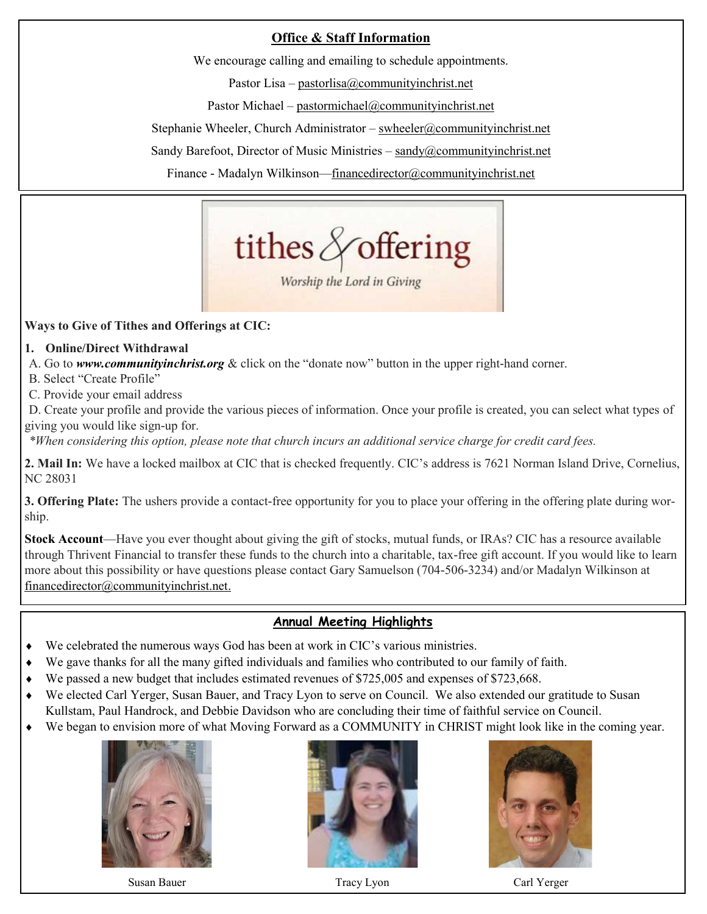## Office & Staff Information

We encourage calling and emailing to schedule appointments.

Pastor Lisa – pastorlisa@communityinchrist.net

Pastor Michael – pastormichael@communityinchrist.net

Stephanie Wheeler, Church Administrator – swheeler@communityinchrist.net

Sandy Barefoot, Director of Music Ministries – sandy@communityinchrist.net

Finance - Madalyn Wilkinson—financedirector@communityinchrist.net

tithes & offering

*Worship the Lord in Giving*

**Ways to Give of Tithes and Offerings at CIC:**

**1. Online/Direct Withdrawal**

A. Go to ***www.communityinchrist.org*** & click on the "donate now" button in the upper right-hand corner.

B. Select "Create Profile"

C. Provide your email address

D. Create your profile and provide the various pieces of information. Once your profile is created, you can select what types of giving you would like sign-up for.

*\*When considering this option, please note that church incurs an additional service charge for credit card fees.*

**2. Mail In:** We have a locked mailbox at CIC that is checked frequently. CIC's address is 7621 Norman Island Drive, Cornelius, NC 28031

**3. Offering Plate:** The ushers provide a contact-free opportunity for you to place your offering in the offering plate during worship.

**Stock Account**—Have you ever thought about giving the gift of stocks, mutual funds, or IRAs? CIC has a resource available through Thrivent Financial to transfer these funds to the church into a charitable, tax-free gift account. If you would like to learn more about this possibility or have questions please contact Gary Samuelson (704-506-3234) and/or Madalyn Wilkinson at financedirector@communityinchrist.net.

## Annual Meeting Highlights

- We celebrated the numerous ways God has been at work in CIC's various ministries.
- We gave thanks for all the many gifted individuals and families who contributed to our family of faith.
- We passed a new budget that includes estimated revenues of $725,005 and expenses of $723,668.
- We elected Carl Yerger, Susan Bauer, and Tracy Lyon to serve on Council. We also extended our gratitude to Susan Kullstam, Paul Handrock, and Debbie Davidson who are concluding their time of faithful service on Council.
- We began to envision more of what Moving Forward as a COMMUNITY in CHRIST might look like in the coming year.

Susan Bauer

Tracy Lyon

Carl Yerger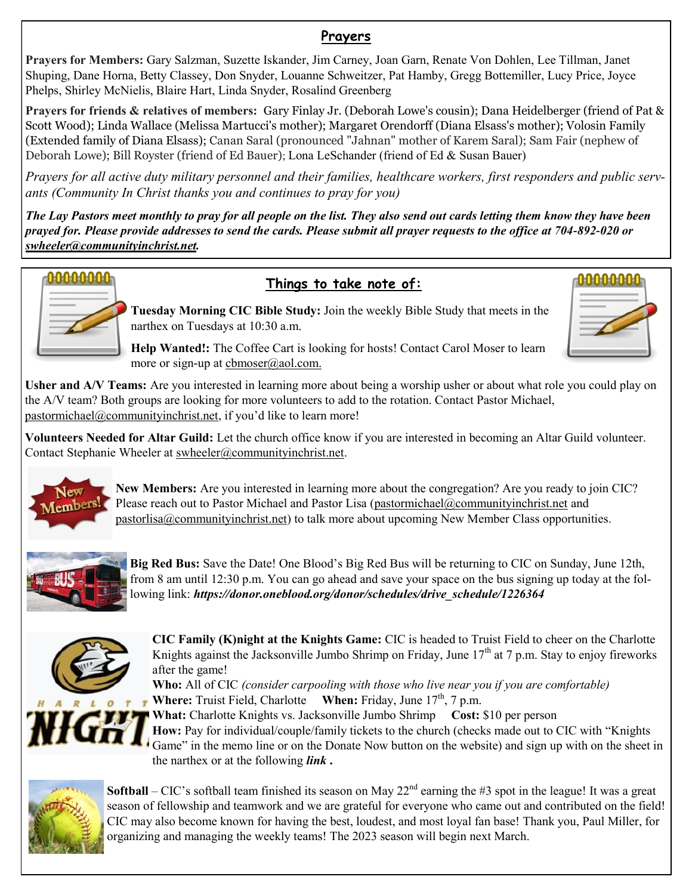## Prayers

**Prayers for Members:** Gary Salzman, Suzette Iskander, Jim Carney, Joan Garn, Renate Von Dohlen, Lee Tillman, Janet Shuping, Dane Horna, Betty Classey, Don Snyder, Louanne Schweitzer, Pat Hamby, Gregg Bottemiller, Lucy Price, Joyce Phelps, Shirley McNielis, Blaire Hart, Linda Snyder, Rosalind Greenberg

**Prayers for friends & relatives of members:** Gary Finlay Jr. (Deborah Lowe's cousin); Dana Heidelberger (friend of Pat & Scott Wood); Linda Wallace (Melissa Martucci's mother); Margaret Orendorff (Diana Elsass's mother); Volosin Family (Extended family of Diana Elsass); Canan Saral (pronounced "Jahnan" mother of Karem Saral); Sam Fair (nephew of Deborah Lowe); Bill Royster (friend of Ed Bauer); Lona LeSchander (friend of Ed & Susan Bauer)

*Prayers for all active duty military personnel and their families, healthcare workers, first responders and public servants (Community In Christ thanks you and continues to pray for you)*

***The Lay Pastors meet monthly to pray for all people on the list. They also send out cards letting them know they have been prayed for. Please provide addresses to send the cards. Please submit all prayer requests to the office at 704-892-020 or swheeler@communityinchrist.net.***

## Things to take note of:

**Tuesday Morning CIC Bible Study:** Join the weekly Bible Study that meets in the narthex on Tuesdays at 10:30 a.m.

**Help Wanted!:** The Coffee Cart is looking for hosts! Contact Carol Moser to learn more or sign-up at cbmoser@aol.com.

**Usher and A/V Teams:** Are you interested in learning more about being a worship usher or about what role you could play on the A/V team? Both groups are looking for more volunteers to add to the rotation. Contact Pastor Michael, pastormichael@communityinchrist.net, if you'd like to learn more!

**Volunteers Needed for Altar Guild:** Let the church office know if you are interested in becoming an Altar Guild volunteer. Contact Stephanie Wheeler at swheeler@communityinchrist.net.

**New Members:** Are you interested in learning more about the congregation? Are you ready to join CIC? Please reach out to Pastor Michael and Pastor Lisa (pastormichael@communityinchrist.net and pastorlisa@communityinchrist.net) to talk more about upcoming New Member Class opportunities.

**Big Red Bus:** Save the Date! One Blood's Big Red Bus will be returning to CIC on Sunday, June 12th, from 8 am until 12:30 p.m. You can go ahead and save your space on the bus signing up today at the following link: ***https://donor.oneblood.org/donor/schedules/drive_schedule/1226364***

**CIC Family (K)night at the Knights Game:** CIC is headed to Truist Field to cheer on the Charlotte Knights against the Jacksonville Jumbo Shrimp on Friday, June 17th at 7 p.m. Stay to enjoy fireworks after the game!

**Who:** All of CIC *(consider carpooling with those who live near you if you are comfortable)*

**Where:** Truist Field, Charlotte **When:** Friday, June 17th, 7 p.m.

**What:** Charlotte Knights vs. Jacksonville Jumbo Shrimp **Cost:** $10 per person

**How:** Pay for individual/couple/family tickets to the church (checks made out to CIC with "Knights Game" in the memo line or on the Donate Now button on the website) and sign up with on the sheet in the narthex or at the following ***link*** **.**

**Softball** – CIC's softball team finished its season on May 22nd earning the #3 spot in the league! It was a great season of fellowship and teamwork and we are grateful for everyone who came out and contributed on the field! CIC may also become known for having the best, loudest, and most loyal fan base! Thank you, Paul Miller, for organizing and managing the weekly teams! The 2023 season will begin next March.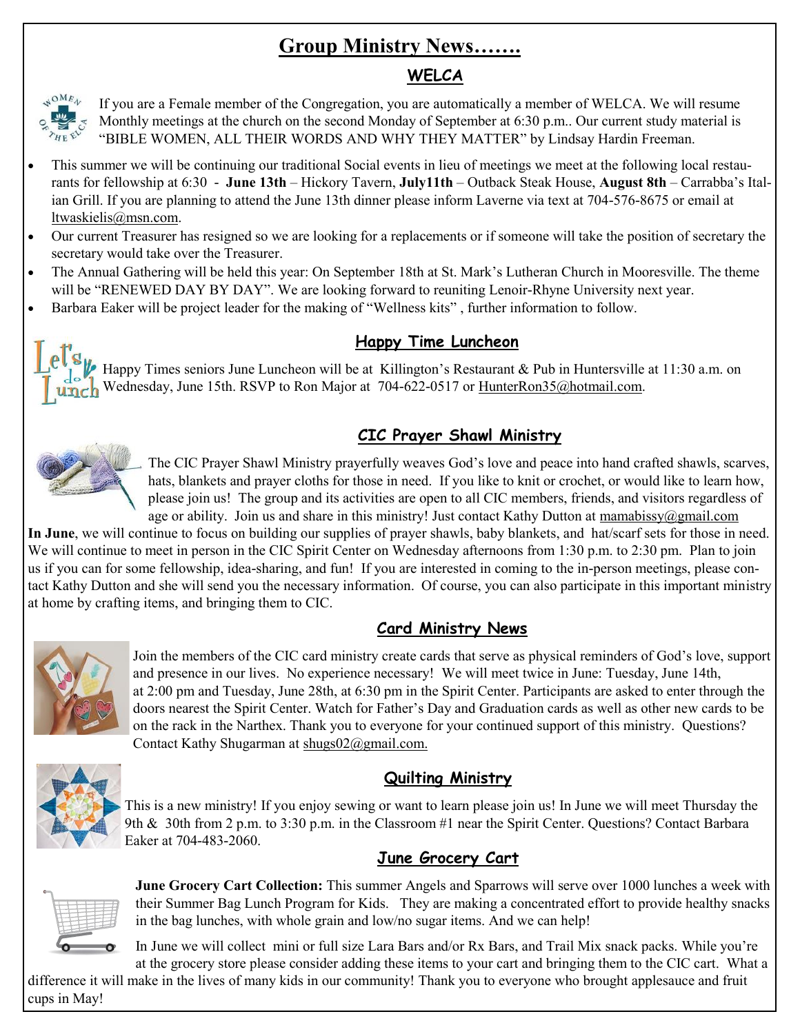# Group Ministry News…….

## WELCA

If you are a Female member of the Congregation, you are automatically a member of WELCA. We will resume Monthly meetings at the church on the second Monday of September at 6:30 p.m.. Our current study material is "BIBLE WOMEN, ALL THEIR WORDS AND WHY THEY MATTER" by Lindsay Hardin Freeman.

- This summer we will be continuing our traditional Social events in lieu of meetings we meet at the following local restaurants for fellowship at 6:30 - **June 13th** – Hickory Tavern, **July11th** – Outback Steak House, **August 8th** – Carrabba's Italian Grill. If you are planning to attend the June 13th dinner please inform Laverne via text at 704-576-8675 or email at ltwaskielis@msn.com.
- Our current Treasurer has resigned so we are looking for a replacements or if someone will take the position of secretary the secretary would take over the Treasurer.
- The Annual Gathering will be held this year: On September 18th at St. Mark's Lutheran Church in Mooresville. The theme will be "RENEWED DAY BY DAY". We are looking forward to reuniting Lenoir-Rhyne University next year.
- Barbara Eaker will be project leader for the making of "Wellness kits" , further information to follow.

## Happy Time Luncheon

Happy Times seniors June Luncheon will be at Killington's Restaurant & Pub in Huntersville at 11:30 a.m. on Wednesday, June 15th. RSVP to Ron Major at 704-622-0517 or HunterRon35@hotmail.com.

## CIC Prayer Shawl Ministry

The CIC Prayer Shawl Ministry prayerfully weaves God's love and peace into hand crafted shawls, scarves, hats, blankets and prayer cloths for those in need. If you like to knit or crochet, or would like to learn how, please join us! The group and its activities are open to all CIC members, friends, and visitors regardless of age or ability. Join us and share in this ministry! Just contact Kathy Dutton at mamabissy@gmail.com

**In June**, we will continue to focus on building our supplies of prayer shawls, baby blankets, and hat/scarf sets for those in need. We will continue to meet in person in the CIC Spirit Center on Wednesday afternoons from 1:30 p.m. to 2:30 pm. Plan to join us if you can for some fellowship, idea-sharing, and fun! If you are interested in coming to the in-person meetings, please contact Kathy Dutton and she will send you the necessary information. Of course, you can also participate in this important ministry at home by crafting items, and bringing them to CIC.

## Card Ministry News

Join the members of the CIC card ministry create cards that serve as physical reminders of God's love, support and presence in our lives. No experience necessary! We will meet twice in June: Tuesday, June 14th, at 2:00 pm and Tuesday, June 28th, at 6:30 pm in the Spirit Center. Participants are asked to enter through the doors nearest the Spirit Center. Watch for Father's Day and Graduation cards as well as other new cards to be on the rack in the Narthex. Thank you to everyone for your continued support of this ministry. Questions? Contact Kathy Shugarman at shugs02@gmail.com.

## Quilting Ministry

This is a new ministry! If you enjoy sewing or want to learn please join us! In June we will meet Thursday the 9th & 30th from 2 p.m. to 3:30 p.m. in the Classroom #1 near the Spirit Center. Questions? Contact Barbara Eaker at 704-483-2060.

## June Grocery Cart

**June Grocery Cart Collection:** This summer Angels and Sparrows will serve over 1000 lunches a week with their Summer Bag Lunch Program for Kids. They are making a concentrated effort to provide healthy snacks in the bag lunches, with whole grain and low/no sugar items. And we can help!

In June we will collect mini or full size Lara Bars and/or Rx Bars, and Trail Mix snack packs. While you're at the grocery store please consider adding these items to your cart and bringing them to the CIC cart. What a difference it will make in the lives of many kids in our community! Thank you to everyone who brought applesauce and fruit cups in May!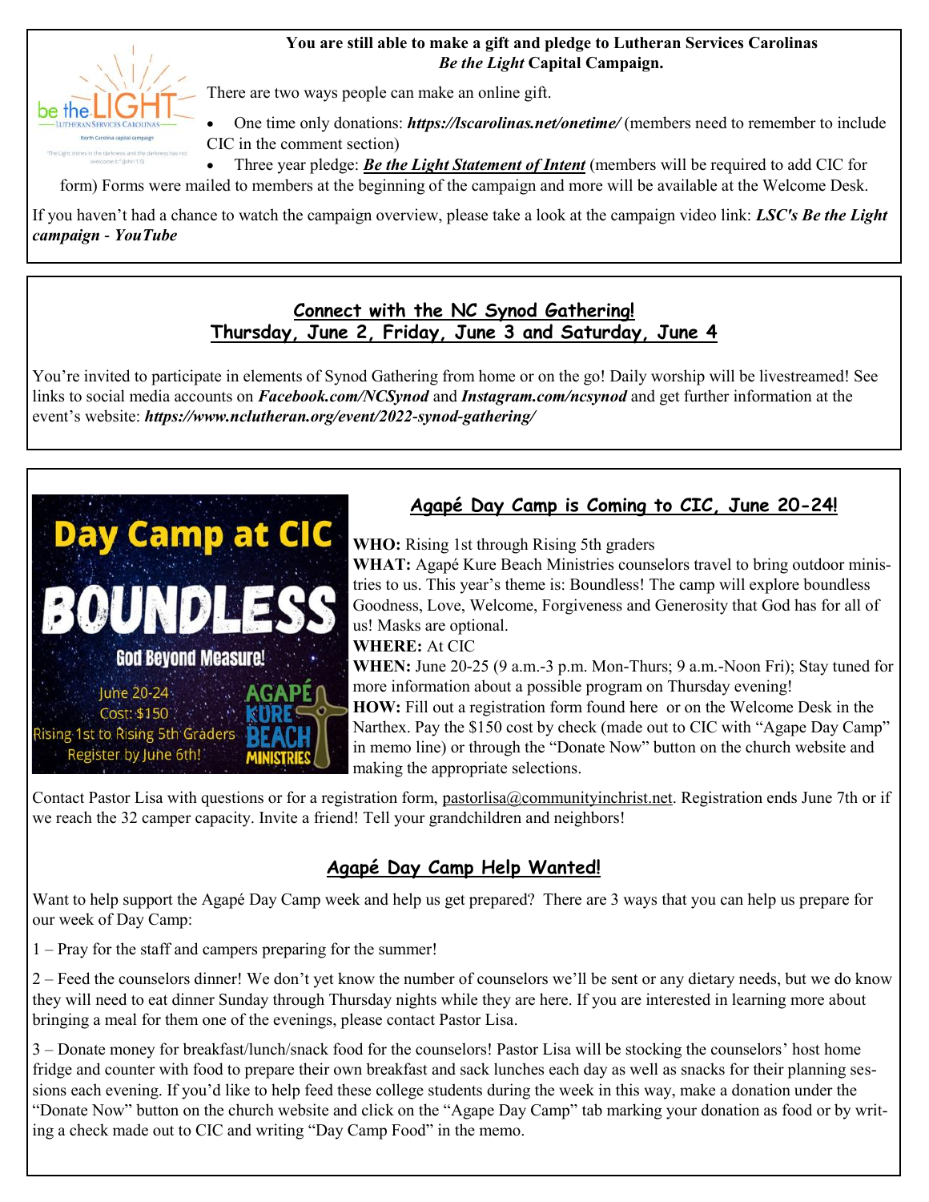**You are still able to make a gift and pledge to Lutheran Services Carolinas *Be the Light* Capital Campaign.**

There are two ways people can make an online gift.

- One time only donations: ***https://lscarolinas.net/onetime/*** (members need to remember to include CIC in the comment section)
- Three year pledge: ***Be the Light Statement of Intent*** (members will be required to add CIC for form) Forms were mailed to members at the beginning of the campaign and more will be available at the Welcome Desk.

If you haven't had a chance to watch the campaign overview, please take a look at the campaign video link: ***LSC's Be the Light campaign - YouTube***

## Connect with the NC Synod Gathering!
## Thursday, June 2, Friday, June 3 and Saturday, June 4

You're invited to participate in elements of Synod Gathering from home or on the go! Daily worship will be livestreamed! See links to social media accounts on ***Facebook.com/NCSynod*** and ***Instagram.com/ncsynod*** and get further information at the event's website: ***https://www.nclutheran.org/event/2022-synod-gathering/***

## Agapé Day Camp is Coming to CIC, June 20-24!

**WHO:** Rising 1st through Rising 5th graders
**WHAT:** Agapé Kure Beach Ministries counselors travel to bring outdoor ministries to us. This year's theme is: Boundless! The camp will explore boundless Goodness, Love, Welcome, Forgiveness and Generosity that God has for all of us! Masks are optional.
**WHERE:** At CIC
**WHEN:** June 20-25 (9 a.m.-3 p.m. Mon-Thurs; 9 a.m.-Noon Fri); Stay tuned for more information about a possible program on Thursday evening!
**HOW:** Fill out a registration form found here or on the Welcome Desk in the Narthex. Pay the $150 cost by check (made out to CIC with "Agape Day Camp" in memo line) or through the "Donate Now" button on the church website and making the appropriate selections.

Contact Pastor Lisa with questions or for a registration form, pastorlisa@communityinchrist.net. Registration ends June 7th or if we reach the 32 camper capacity. Invite a friend! Tell your grandchildren and neighbors!

## Agapé Day Camp Help Wanted!

Want to help support the Agapé Day Camp week and help us get prepared? There are 3 ways that you can help us prepare for our week of Day Camp:

1 – Pray for the staff and campers preparing for the summer!

2 – Feed the counselors dinner! We don't yet know the number of counselors we'll be sent or any dietary needs, but we do know they will need to eat dinner Sunday through Thursday nights while they are here. If you are interested in learning more about bringing a meal for them one of the evenings, please contact Pastor Lisa.

3 – Donate money for breakfast/lunch/snack food for the counselors! Pastor Lisa will be stocking the counselors' host home fridge and counter with food to prepare their own breakfast and sack lunches each day as well as snacks for their planning sessions each evening. If you'd like to help feed these college students during the week in this way, make a donation under the "Donate Now" button on the church website and click on the "Agape Day Camp" tab marking your donation as food or by writing a check made out to CIC and writing "Day Camp Food" in the memo.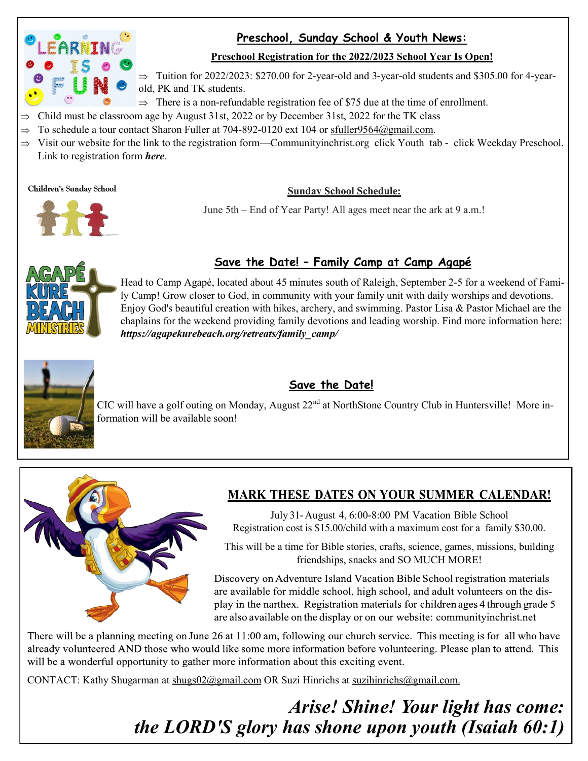## Preschool, Sunday School & Youth News:

**Preschool Registration for the 2022/2023 School Year Is Open!**

- Tuition for 2022/2023: $270.00 for 2-year-old and 3-year-old students and $305.00 for 4-year-old, PK and TK students.
- There is a non-refundable registration fee of $75 due at the time of enrollment.
- Child must be classroom age by August 31st, 2022 or by December 31st, 2022 for the TK class
- To schedule a tour contact Sharon Fuller at 704-892-0120 ext 104 or sfuller9564@gmail.com.
- Visit our website for the link to the registration form—Communityinchrist.org click Youth tab - click Weekday Preschool. Link to registration form ***here***.

Children's Sunday School

**Sunday School Schedule:**

June 5th – End of Year Party! All ages meet near the ark at 9 a.m.!

## Save the Date! – Family Camp at Camp Agapé

Head to Camp Agapé, located about 45 minutes south of Raleigh, September 2-5 for a weekend of Family Camp! Grow closer to God, in community with your family unit with daily worships and devotions. Enjoy God's beautiful creation with hikes, archery, and swimming. Pastor Lisa & Pastor Michael are the chaplains for the weekend providing family devotions and leading worship. Find more information here: ***https://agapekurebeach.org/retreats/family_camp/***

## Save the Date!

CIC will have a golf outing on Monday, August 22nd at NorthStone Country Club in Huntersville! More information will be available soon!

## MARK THESE DATES ON YOUR SUMMER CALENDAR!

July 31- August 4, 6:00-8:00 PM Vacation Bible School
Registration cost is $15.00/child with a maximum cost for a family $30.00.

This will be a time for Bible stories, crafts, science, games, missions, building friendships, snacks and SO MUCH MORE!

Discovery on Adventure Island Vacation Bible School registration materials are available for middle school, high school, and adult volunteers on the display in the narthex. Registration materials for children ages 4 through grade 5 are also available on the display or on our website: communityinchrist.net

There will be a planning meeting on June 26 at 11:00 am, following our church service. This meeting is for all who have already volunteered AND those who would like some more information before volunteering. Please plan to attend. This will be a wonderful opportunity to gather more information about this exciting event.

CONTACT: Kathy Shugarman at shugs02@gmail.com OR Suzi Hinrichs at suzihinrichs@gmail.com.

***Arise! Shine! Your light has come: the LORD'S glory has shone upon youth (Isaiah 60:1)***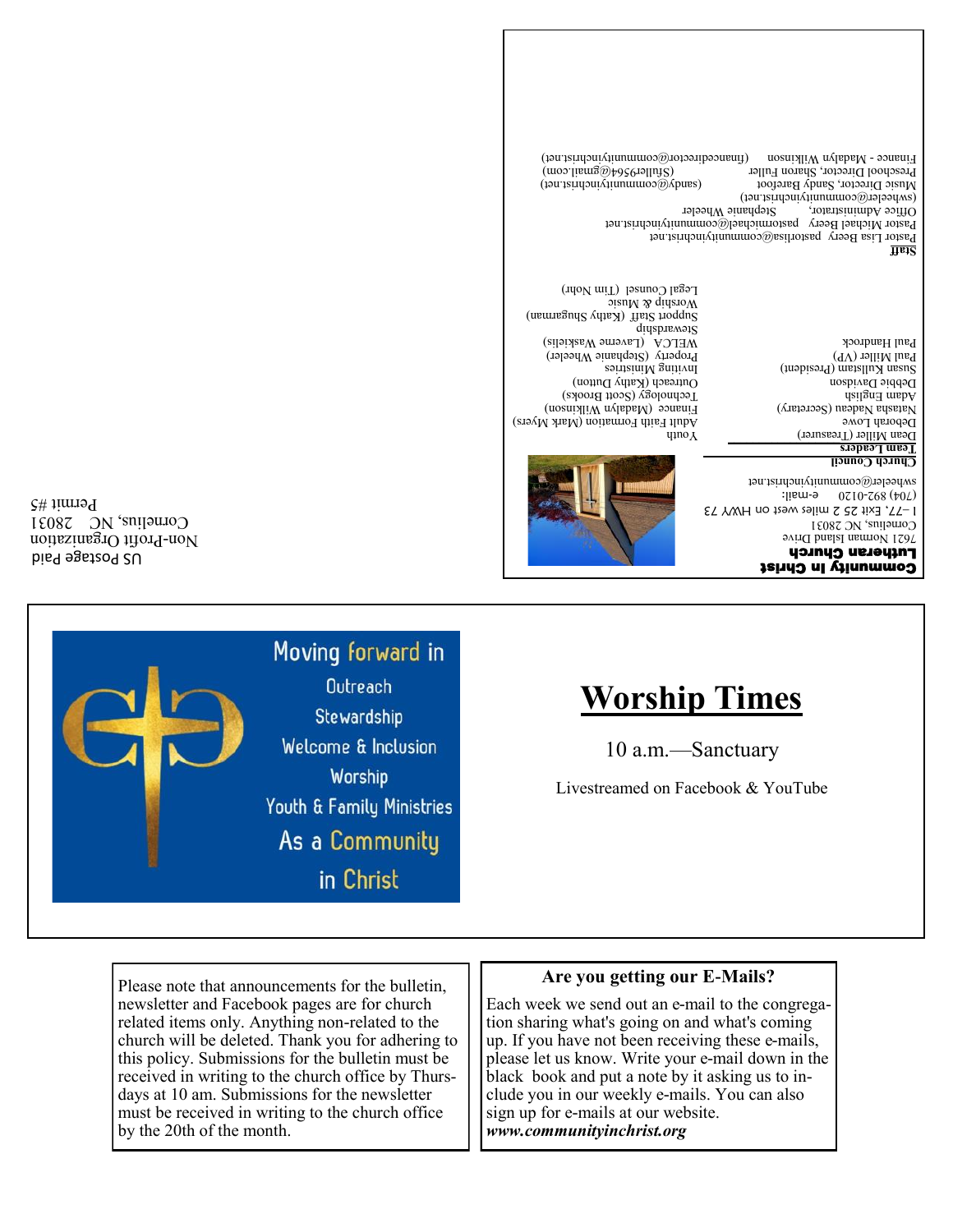US Postage Paid
Non-Profit Organization
Cornelius, NC 28031
Permit #5

**Community In Christ Lutheran Church**
7621 Norman Island Drive
Cornelius, NC 28031
I –77, Exit 25 2 miles west on HWY 73
(704) 892-0120 e-mail:
swheeler@communityinchrist.net

**Church Council**

**Team Leaders**

Dean Miller (Treasurer)
Deborah Lowe
Natasha Nadeau (Secretary)
Adam English
Debbie Daviado
Susan Kullstam (President)
Paul Miller (VP)
Paul Handrock

Youth
Adult Faith Formation (Mark Myers)
Finance (Madalyn Wilkinson)
Technology (Scott Brooks)
Outreach (Kathy Dutton)
Inviting Ministries
Property (Stephanie Wheeler)
WELCA (Laverne Waskiells)
Stewardship
Support Staff (Kathy Shugarman)
Worship & Music
Legal Counsel (Tim Nohr)

**Staff**

Pastor Lisa Beery pastorlisa@communityinchrist.net
Pastor Michael Beery pastormichael@communityinchrist.net
Office Administrator, Stephanie Wheeler
(swheeler@communityinchrist.net)
Music Director, Sandy Barefoot (sandy@communityinchrist.net)
Preschool Director, Sharon Fuller (Sfuller9564@gmail.com)
Finance - Madalyn Wilkinson (financedirector@communityinchrist.net)

Moving forward in
Outreach
Stewardship
Welcome & Inclusion
Worship
Youth & Family Ministries
As a Community
in Christ

# Worship Times

10 a.m.—Sanctuary

Livestreamed on Facebook & YouTube

Please note that announcements for the bulletin, newsletter and Facebook pages are for church related items only. Anything non-related to the church will be deleted. Thank you for adhering to this policy. Submissions for the bulletin must be received in writing to the church office by Thursdays at 10 am. Submissions for the newsletter must be received in writing to the church office by the 20th of the month.

**Are you getting our E-Mails?**

Each week we send out an e-mail to the congregation sharing what's going on and what's coming up. If you have not been receiving these e-mails, please let us know. Write your e-mail down in the black book and put a note by it asking us to include you in our weekly e-mails. You can also sign up for e-mails at our website.
***www.communityinchrist.org***